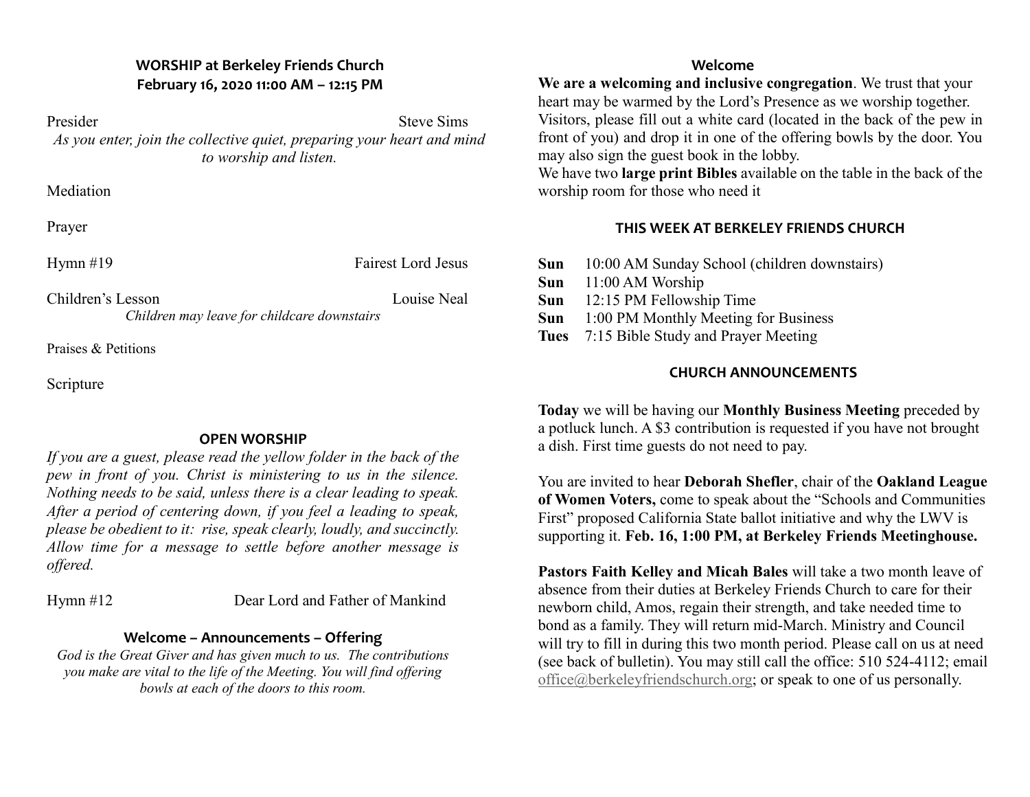## WORSHIP at Berkeley Friends Church
**February 16, 2020 11:00 AM – 12:15 PM**

Presider — Steve Sims

*As you enter, join the collective quiet, preparing your heart and mind to worship and listen.*

Mediation

Prayer

Hymn #19 — Fairest Lord Jesus

Children's Lesson — Louise Neal

*Children may leave for childcare downstairs*

Praises & Petitions

Scripture

### OPEN WORSHIP

*If you are a guest, please read the yellow folder in the back of the pew in front of you. Christ is ministering to us in the silence. Nothing needs to be said, unless there is a clear leading to speak. After a period of centering down, if you feel a leading to speak, please be obedient to it: rise, speak clearly, loudly, and succinctly. Allow time for a message to settle before another message is offered.*

Hymn #12 — Dear Lord and Father of Mankind

### Welcome – Announcements – Offering

*God is the Great Giver and has given much to us. The contributions you make are vital to the life of the Meeting. You will find offering bowls at each of the doors to this room.*

### Welcome

**We are a welcoming and inclusive congregation**. We trust that your heart may be warmed by the Lord's Presence as we worship together. Visitors, please fill out a white card (located in the back of the pew in front of you) and drop it in one of the offering bowls by the door. You may also sign the guest book in the lobby.

We have two **large print Bibles** available on the table in the back of the worship room for those who need it

### THIS WEEK AT BERKELEY FRIENDS CHURCH

**Sun** 10:00 AM Sunday School (children downstairs)
**Sun** 11:00 AM Worship
**Sun** 12:15 PM Fellowship Time
**Sun** 1:00 PM Monthly Meeting for Business
**Tues** 7:15 Bible Study and Prayer Meeting

### CHURCH ANNOUNCEMENTS

**Today** we will be having our **Monthly Business Meeting** preceded by a potluck lunch. A $3 contribution is requested if you have not brought a dish. First time guests do not need to pay.

You are invited to hear **Deborah Shefler**, chair of the **Oakland League of Women Voters,** come to speak about the "Schools and Communities First" proposed California State ballot initiative and why the LWV is supporting it. **Feb. 16, 1:00 PM, at Berkeley Friends Meetinghouse.**

**Pastors Faith Kelley and Micah Bales** will take a two month leave of absence from their duties at Berkeley Friends Church to care for their newborn child, Amos, regain their strength, and take needed time to bond as a family. They will return mid-March. Ministry and Council will try to fill in during this two month period. Please call on us at need (see back of bulletin). You may still call the office: 510 524-4112; email office@berkeleyfriendschurch.org; or speak to one of us personally.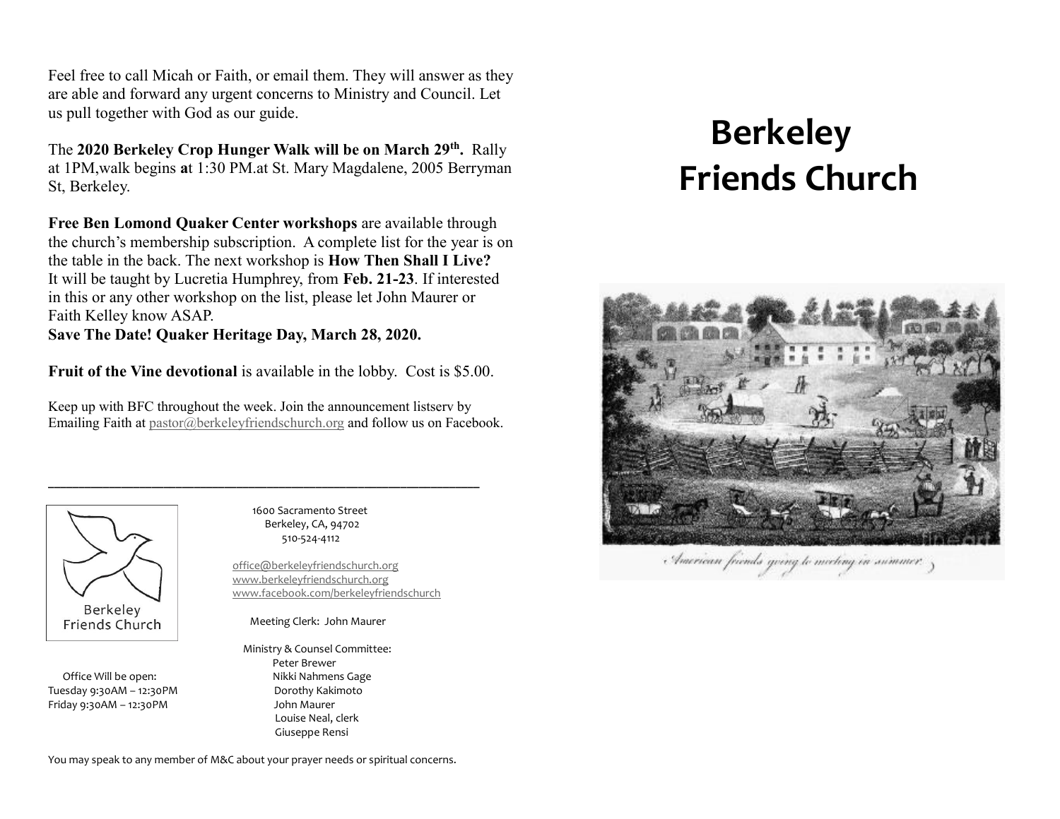Feel free to call Micah or Faith, or email them. They will answer as they are able and forward any urgent concerns to Ministry and Council. Let us pull together with God as our guide.

The **2020 Berkeley Crop Hunger Walk will be on March 29th.** Rally at 1PM,walk begins **a**t 1:30 PM.at St. Mary Magdalene, 2005 Berryman St, Berkeley.

**Free Ben Lomond Quaker Center workshops** are available through the church's membership subscription. A complete list for the year is on the table in the back. The next workshop is **How Then Shall I Live?** It will be taught by Lucretia Humphrey, from **Feb. 21-23**. If interested in this or any other workshop on the list, please let John Maurer or Faith Kelley know ASAP.
**Save The Date! Quaker Heritage Day, March 28, 2020.**

**Fruit of the Vine devotional** is available in the lobby. Cost is $5.00.

Keep up with BFC throughout the week. Join the announcement listserv by Emailing Faith at pastor@berkeleyfriendschurch.org and follow us on Facebook.

---

Berkeley Friends Church

1600 Sacramento Street
Berkeley, CA, 94702
510-524-4112

office@berkeleyfriendschurch.org
www.berkeleyfriendschurch.org
www.facebook.com/berkeleyfriendschurch

Meeting Clerk: John Maurer

Ministry & Counsel Committee:
Peter Brewer
Nikki Nahmens Gage
Dorothy Kakimoto
John Maurer
Louise Neal, clerk
Giuseppe Rensi

Office Will be open:
Tuesday 9:30AM – 12:30PM
Friday 9:30AM – 12:30PM

You may speak to any member of M&C about your prayer needs or spiritual concerns.

# Berkeley Friends Church

American friends going to meeting in summer.